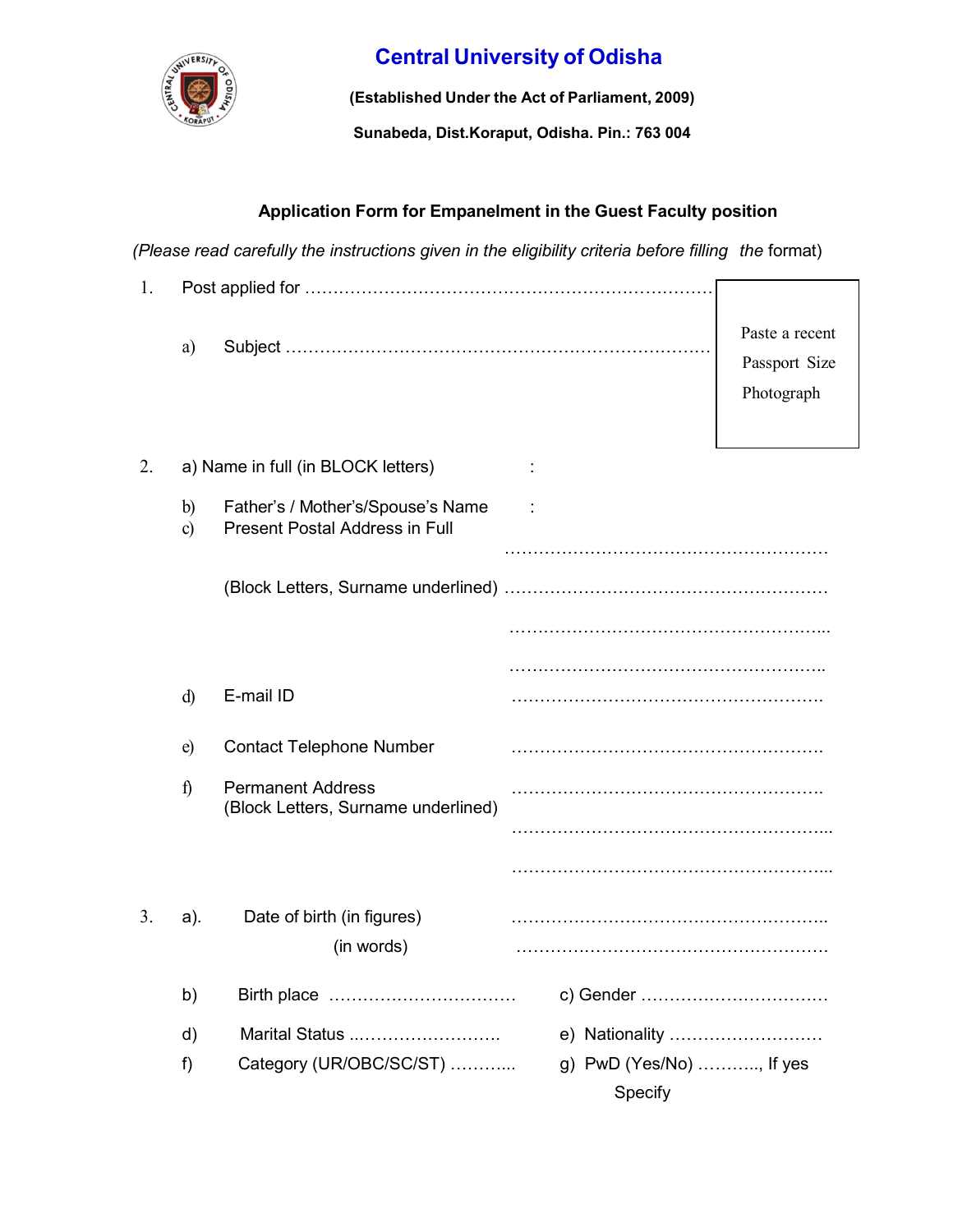# Central University of Odisha

**(Established Under the Act of Parliament, 2009)**

**Sunabeda, Dist.Koraput, Odisha. Pin.: 763 004**

## Application Form for Empanelment in the Guest Faculty position

*(Please read carefully the instructions given in the eligibility criteria before filling the* format)

Paste a recent Passport Size Photograph

1. Post applied for ……………………………………………………………

   a) Subject ……………………………………………………………………

2. a) Name in full (in BLOCK letters) :

   b) Father's / Mother's/Spouse's Name :

   c) Present Postal Address in Full ………………………………………………

      (Block Letters, Surname underlined) ………………………………………………

      ………………………………………………

      ………………………………………………

   d) E-mail ID ………………………………………………

   e) Contact Telephone Number ………………………………………………

   f) Permanent Address ………………………………………………
      (Block Letters, Surname underlined)

      ………………………………………………

      ………………………………………………

3. a). Date of birth (in figures) ………………………………………………

      (in words) ………………………………………………

   b) Birth place …………………………… c) Gender ……………………………

   d) Marital Status ..…………………… e) Nationality ………………………

   f) Category (UR/OBC/SC/ST) ………... g) PwD (Yes/No) ……….., If yes Specify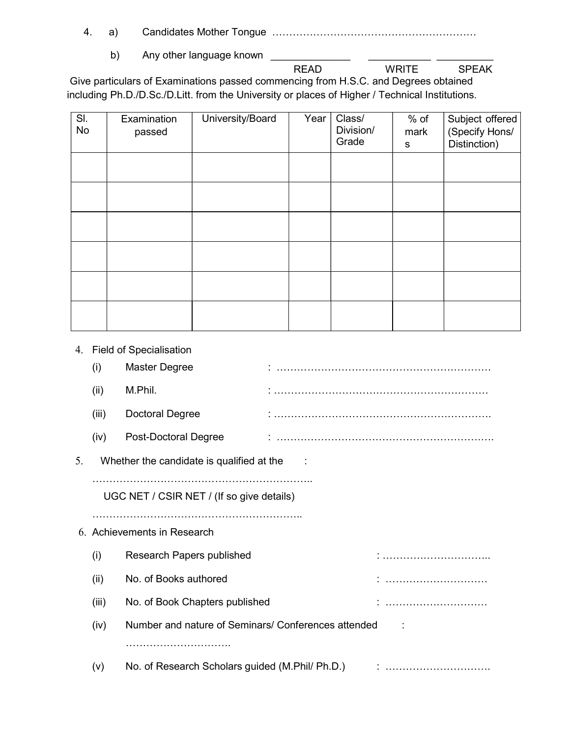4. a) Candidates Mother Tongue ……………………………………………………

   b) Any other language known ______________ ___________ __________
   
   READ WRITE SPEAK

Give particulars of Examinations passed commencing from H.S.C. and Degrees obtained including Ph.D./D.Sc./D.Litt. from the University or places of Higher / Technical Institutions.

| Sl. No | Examination passed | University/Board | Year | Class/ Division/ Grade | % of marks | Subject offered (Specify Hons/ Distinction) |
|---|---|---|---|---|---|---|
| | | | | | | |
| | | | | | | |
| | | | | | | |
| | | | | | | |
| | | | | | | |
| | | | | | | |

4. Field of Specialisation
   - (i) Master Degree : ………………………………………………………
   - (ii) M.Phil. : ………………………………………………………
   - (iii) Doctoral Degree : ……………………………………………………….
   - (iv) Post-Doctoral Degree : ……………………………………………………….

5. Whether the candidate is qualified at the :

   ………………………………………………………..

   UGC NET / CSIR NET / (If so give details)

   ……………………………………………………..

6. Achievements in Research
   - (i) Research Papers published : …………………………..
   - (ii) No. of Books authored : …………………………
   - (iii) No. of Book Chapters published : …………………………
   - (iv) Number and nature of Seminars/ Conferences attended :
     
     ………………………….
   - (v) No. of Research Scholars guided (M.Phil/ Ph.D.) : ………………………….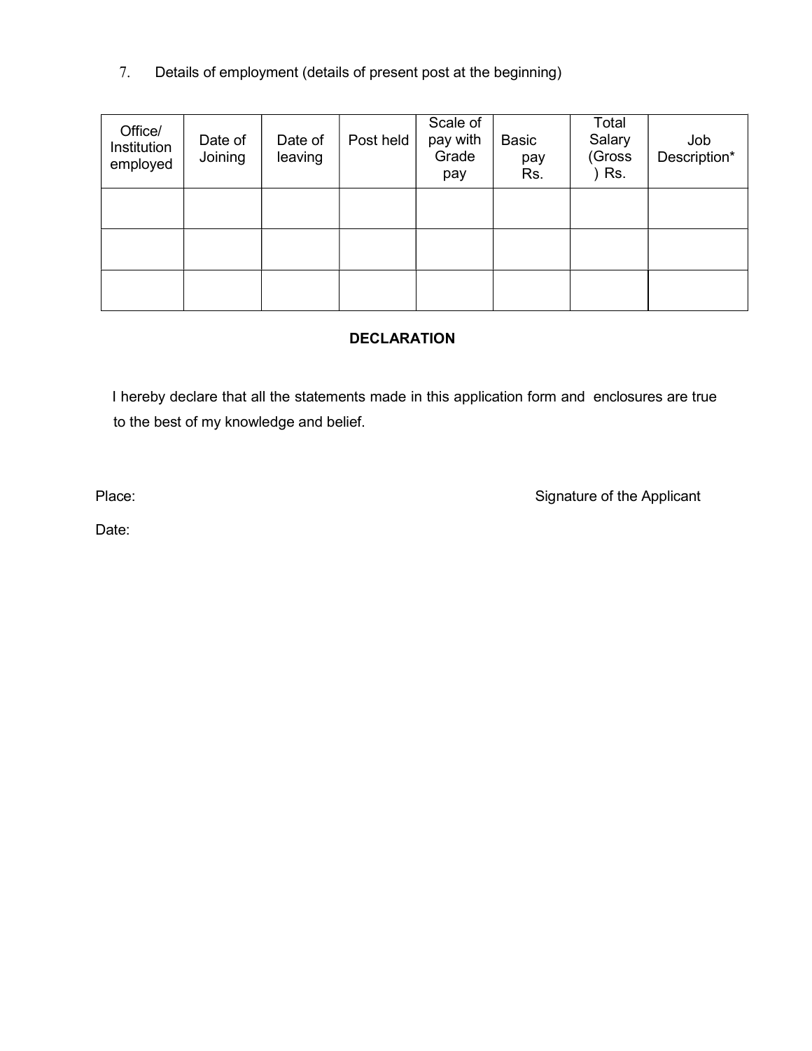7. Details of employment (details of present post at the beginning)

| Office/ Institution employed | Date of Joining | Date of leaving | Post held | Scale of pay with Grade pay | Basic pay Rs. | Total Salary (Gross ) Rs. | Job Description* |
|---|---|---|---|---|---|---|---|
| | | | | | | | |
| | | | | | | | |
| | | | | | | | |

**DECLARATION**

I hereby declare that all the statements made in this application form and enclosures are true to the best of my knowledge and belief.

Place: Signature of the Applicant

Date: